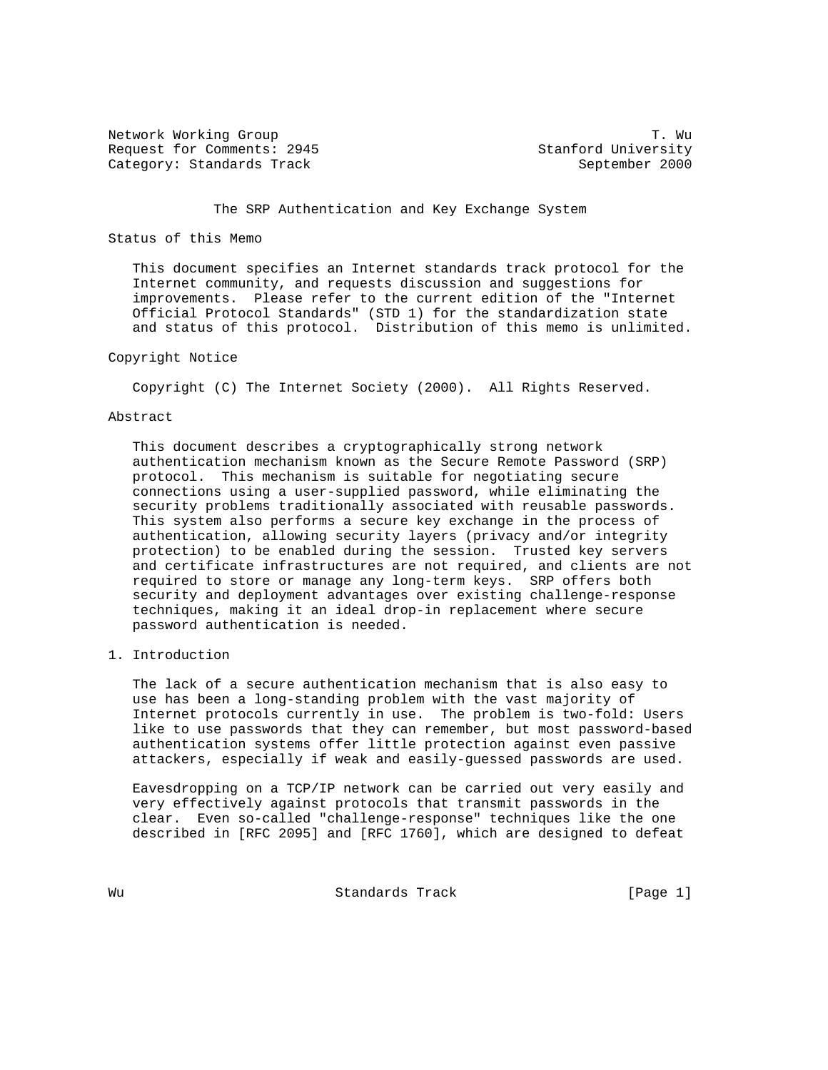Network Working Group T. Wu
Request for Comments: 2945 Stanford University
Category: Standards Track September 2000

# The SRP Authentication and Key Exchange System

## Status of this Memo

This document specifies an Internet standards track protocol for the Internet community, and requests discussion and suggestions for improvements. Please refer to the current edition of the "Internet Official Protocol Standards" (STD 1) for the standardization state and status of this protocol. Distribution of this memo is unlimited.

## Copyright Notice

Copyright (C) The Internet Society (2000). All Rights Reserved.

## Abstract

This document describes a cryptographically strong network authentication mechanism known as the Secure Remote Password (SRP) protocol. This mechanism is suitable for negotiating secure connections using a user-supplied password, while eliminating the security problems traditionally associated with reusable passwords. This system also performs a secure key exchange in the process of authentication, allowing security layers (privacy and/or integrity protection) to be enabled during the session. Trusted key servers and certificate infrastructures are not required, and clients are not required to store or manage any long-term keys. SRP offers both security and deployment advantages over existing challenge-response techniques, making it an ideal drop-in replacement where secure password authentication is needed.

## 1. Introduction

The lack of a secure authentication mechanism that is also easy to use has been a long-standing problem with the vast majority of Internet protocols currently in use. The problem is two-fold: Users like to use passwords that they can remember, but most password-based authentication systems offer little protection against even passive attackers, especially if weak and easily-guessed passwords are used.

Eavesdropping on a TCP/IP network can be carried out very easily and very effectively against protocols that transmit passwords in the clear. Even so-called "challenge-response" techniques like the one described in [RFC 2095] and [RFC 1760], which are designed to defeat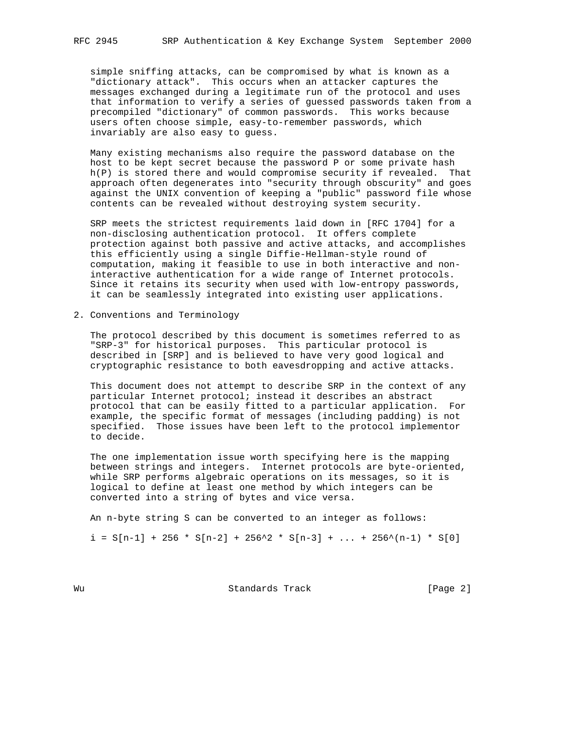simple sniffing attacks, can be compromised by what is known as a "dictionary attack". This occurs when an attacker captures the messages exchanged during a legitimate run of the protocol and uses that information to verify a series of guessed passwords taken from a precompiled "dictionary" of common passwords. This works because users often choose simple, easy-to-remember passwords, which invariably are also easy to guess.

Many existing mechanisms also require the password database on the host to be kept secret because the password P or some private hash h(P) is stored there and would compromise security if revealed. That approach often degenerates into "security through obscurity" and goes against the UNIX convention of keeping a "public" password file whose contents can be revealed without destroying system security.

SRP meets the strictest requirements laid down in [RFC 1704] for a non-disclosing authentication protocol. It offers complete protection against both passive and active attacks, and accomplishes this efficiently using a single Diffie-Hellman-style round of computation, making it feasible to use in both interactive and non-interactive authentication for a wide range of Internet protocols. Since it retains its security when used with low-entropy passwords, it can be seamlessly integrated into existing user applications.

## 2. Conventions and Terminology

The protocol described by this document is sometimes referred to as "SRP-3" for historical purposes. This particular protocol is described in [SRP] and is believed to have very good logical and cryptographic resistance to both eavesdropping and active attacks.

This document does not attempt to describe SRP in the context of any particular Internet protocol; instead it describes an abstract protocol that can be easily fitted to a particular application. For example, the specific format of messages (including padding) is not specified. Those issues have been left to the protocol implementor to decide.

The one implementation issue worth specifying here is the mapping between strings and integers. Internet protocols are byte-oriented, while SRP performs algebraic operations on its messages, so it is logical to define at least one method by which integers can be converted into a string of bytes and vice versa.

An n-byte string S can be converted to an integer as follows:

$$i = S[n-1] + 256 * S[n-2] + 256^2 * S[n-3] + ... + 256^{(n-1)} * S[0]$$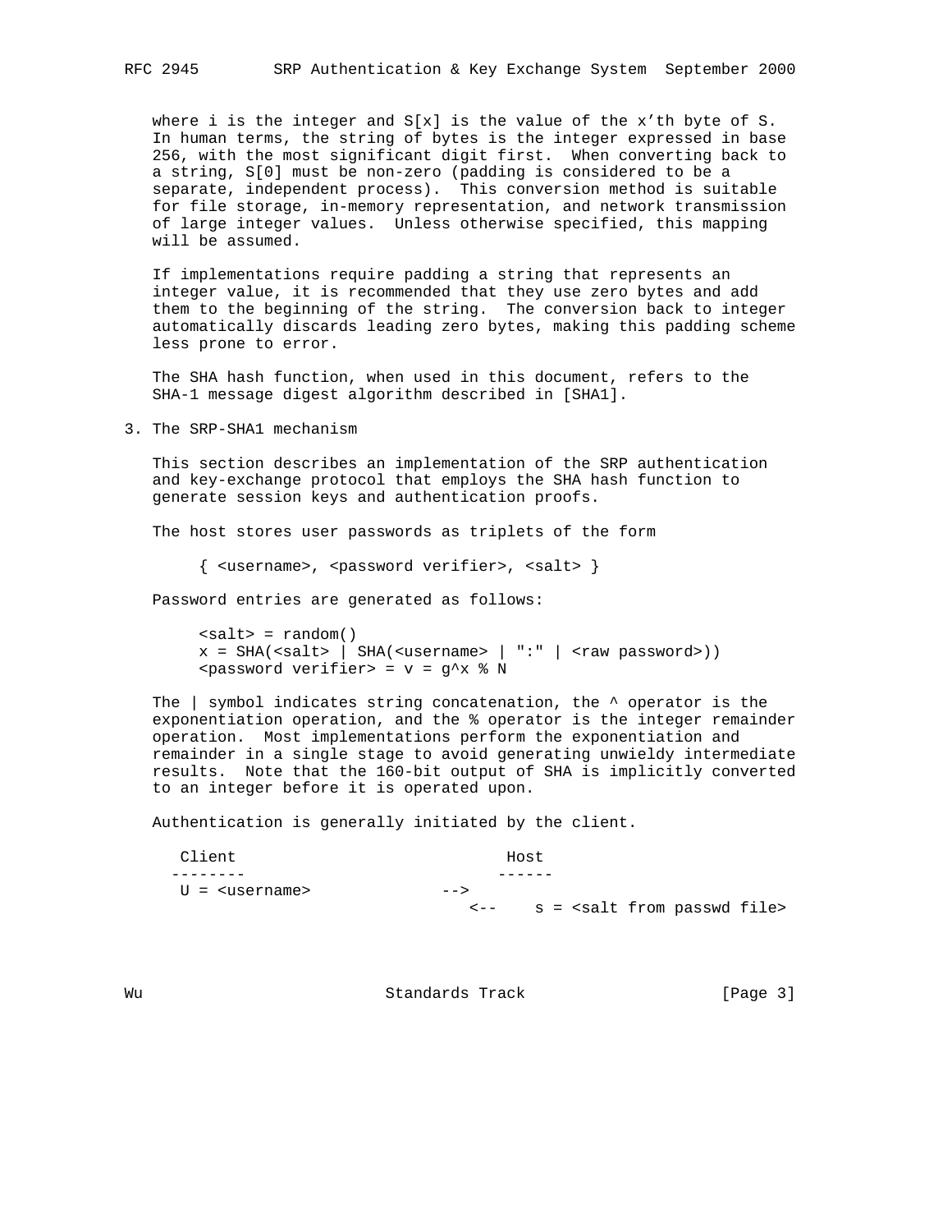where i is the integer and S[x] is the value of the x'th byte of S. In human terms, the string of bytes is the integer expressed in base 256, with the most significant digit first. When converting back to a string, S[0] must be non-zero (padding is considered to be a separate, independent process). This conversion method is suitable for file storage, in-memory representation, and network transmission of large integer values. Unless otherwise specified, this mapping will be assumed.

If implementations require padding a string that represents an integer value, it is recommended that they use zero bytes and add them to the beginning of the string. The conversion back to integer automatically discards leading zero bytes, making this padding scheme less prone to error.

The SHA hash function, when used in this document, refers to the SHA-1 message digest algorithm described in [SHA1].

## 3. The SRP-SHA1 mechanism

This section describes an implementation of the SRP authentication and key-exchange protocol that employs the SHA hash function to generate session keys and authentication proofs.

The host stores user passwords as triplets of the form

```
{ <username>, <password verifier>, <salt> }
```

Password entries are generated as follows:

```
<salt> = random()
x = SHA(<salt> | SHA(<username> | ":" | <raw password>))
<password verifier> = v = g^x % N
```

The | symbol indicates string concatenation, the ^ operator is the exponentiation operation, and the % operator is the integer remainder operation. Most implementations perform the exponentiation and remainder in a single stage to avoid generating unwieldy intermediate results. Note that the 160-bit output of SHA is implicitly converted to an integer before it is operated upon.

Authentication is generally initiated by the client.

```
 Client                          Host
--------                        ------
 U = <username>             -->
                              <--    s = <salt from passwd file>
```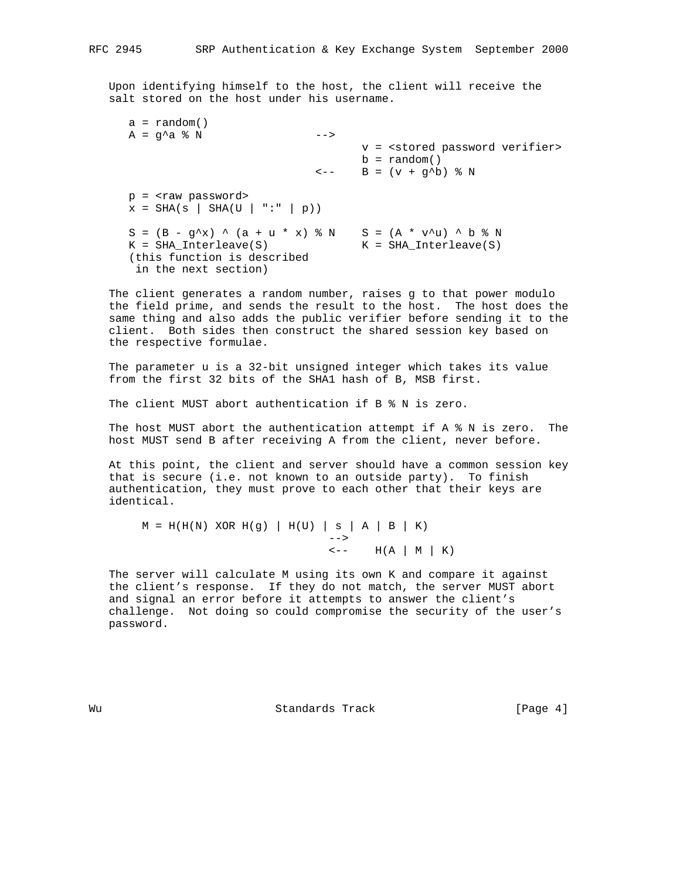Upon identifying himself to the host, the client will receive the salt stored on the host under his username.

```
   a = random()
   A = g^a % N                 -->
                                     v = <stored password verifier>
                                     b = random()
                               <--   B = (v + g^b) % N

   p = <raw password>
   x = SHA(s | SHA(U | ":" | p))

   S = (B - g^x) ^ (a + u * x) % N   S = (A * v^u) ^ b % N
   K = SHA_Interleave(S)             K = SHA_Interleave(S)
   (this function is described
    in the next section)
```

The client generates a random number, raises g to that power modulo the field prime, and sends the result to the host. The host does the same thing and also adds the public verifier before sending it to the client. Both sides then construct the shared session key based on the respective formulae.

The parameter u is a 32-bit unsigned integer which takes its value from the first 32 bits of the SHA1 hash of B, MSB first.

The client MUST abort authentication if B % N is zero.

The host MUST abort the authentication attempt if A % N is zero. The host MUST send B after receiving A from the client, never before.

At this point, the client and server should have a common session key that is secure (i.e. not known to an outside party). To finish authentication, they must prove to each other that their keys are identical.

```
     M = H(H(N) XOR H(g) | H(U) | s | A | B | K)
                                  -->
                                  <--    H(A | M | K)
```

The server will calculate M using its own K and compare it against the client's response. If they do not match, the server MUST abort and signal an error before it attempts to answer the client's challenge. Not doing so could compromise the security of the user's password.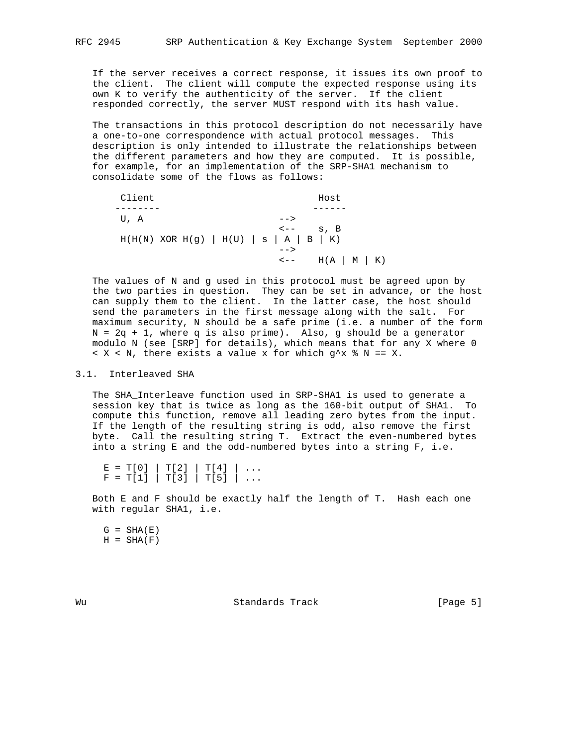If the server receives a correct response, it issues its own proof to the client. The client will compute the expected response using its own K to verify the authenticity of the server. If the client responded correctly, the server MUST respond with its hash value.

The transactions in this protocol description do not necessarily have a one-to-one correspondence with actual protocol messages. This description is only intended to illustrate the relationships between the different parameters and how they are computed. It is possible, for example, for an implementation of the SRP-SHA1 mechanism to consolidate some of the flows as follows:

```
    Client                              Host
   --------                            ------
    U, A                      -->
                              <--    s, B
    H(H(N) XOR H(g) | H(U) | s | A | B | K)
                              -->
                              <--    H(A | M | K)
```

The values of N and g used in this protocol must be agreed upon by the two parties in question. They can be set in advance, or the host can supply them to the client. In the latter case, the host should send the parameters in the first message along with the salt. For maximum security, N should be a safe prime (i.e. a number of the form $N = 2q + 1$, where q is also prime). Also, g should be a generator modulo N (see [SRP] for details), which means that for any X where $0 < X < N$, there exists a value x for which $g^x \% N == X$.

## 3.1. Interleaved SHA

The SHA_Interleave function used in SRP-SHA1 is used to generate a session key that is twice as long as the 160-bit output of SHA1. To compute this function, remove all leading zero bytes from the input. If the length of the resulting string is odd, also remove the first byte. Call the resulting string T. Extract the even-numbered bytes into a string E and the odd-numbered bytes into a string F, i.e.

```
  E = T[0] | T[2] | T[4] | ...
  F = T[1] | T[3] | T[5] | ...
```

Both E and F should be exactly half the length of T. Hash each one with regular SHA1, i.e.

```
  G = SHA(E)
  H = SHA(F)
```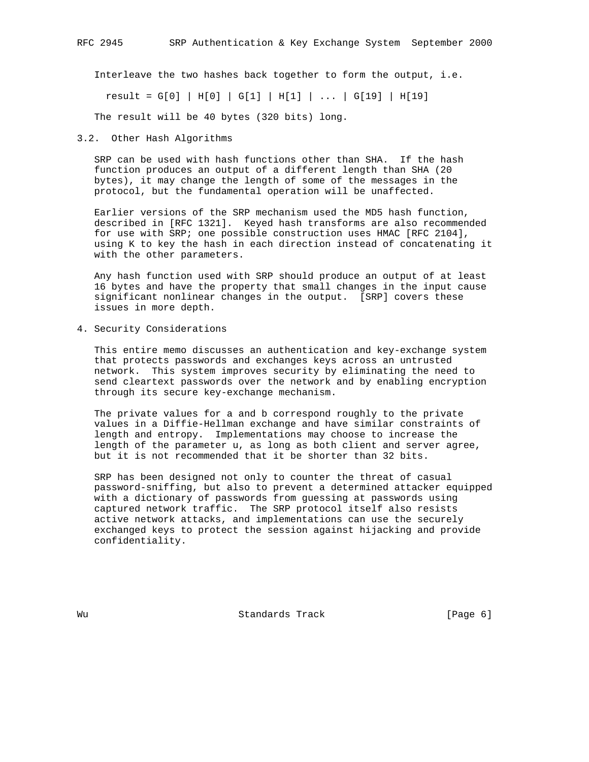Interleave the two hashes back together to form the output, i.e.

```
result = G[0] | H[0] | G[1] | H[1] | ... | G[19] | H[19]
```

The result will be 40 bytes (320 bits) long.

## 3.2. Other Hash Algorithms

SRP can be used with hash functions other than SHA. If the hash function produces an output of a different length than SHA (20 bytes), it may change the length of some of the messages in the protocol, but the fundamental operation will be unaffected.

Earlier versions of the SRP mechanism used the MD5 hash function, described in [RFC 1321]. Keyed hash transforms are also recommended for use with SRP; one possible construction uses HMAC [RFC 2104], using K to key the hash in each direction instead of concatenating it with the other parameters.

Any hash function used with SRP should produce an output of at least 16 bytes and have the property that small changes in the input cause significant nonlinear changes in the output. [SRP] covers these issues in more depth.

# 4. Security Considerations

This entire memo discusses an authentication and key-exchange system that protects passwords and exchanges keys across an untrusted network. This system improves security by eliminating the need to send cleartext passwords over the network and by enabling encryption through its secure key-exchange mechanism.

The private values for a and b correspond roughly to the private values in a Diffie-Hellman exchange and have similar constraints of length and entropy. Implementations may choose to increase the length of the parameter u, as long as both client and server agree, but it is not recommended that it be shorter than 32 bits.

SRP has been designed not only to counter the threat of casual password-sniffing, but also to prevent a determined attacker equipped with a dictionary of passwords from guessing at passwords using captured network traffic. The SRP protocol itself also resists active network attacks, and implementations can use the securely exchanged keys to protect the session against hijacking and provide confidentiality.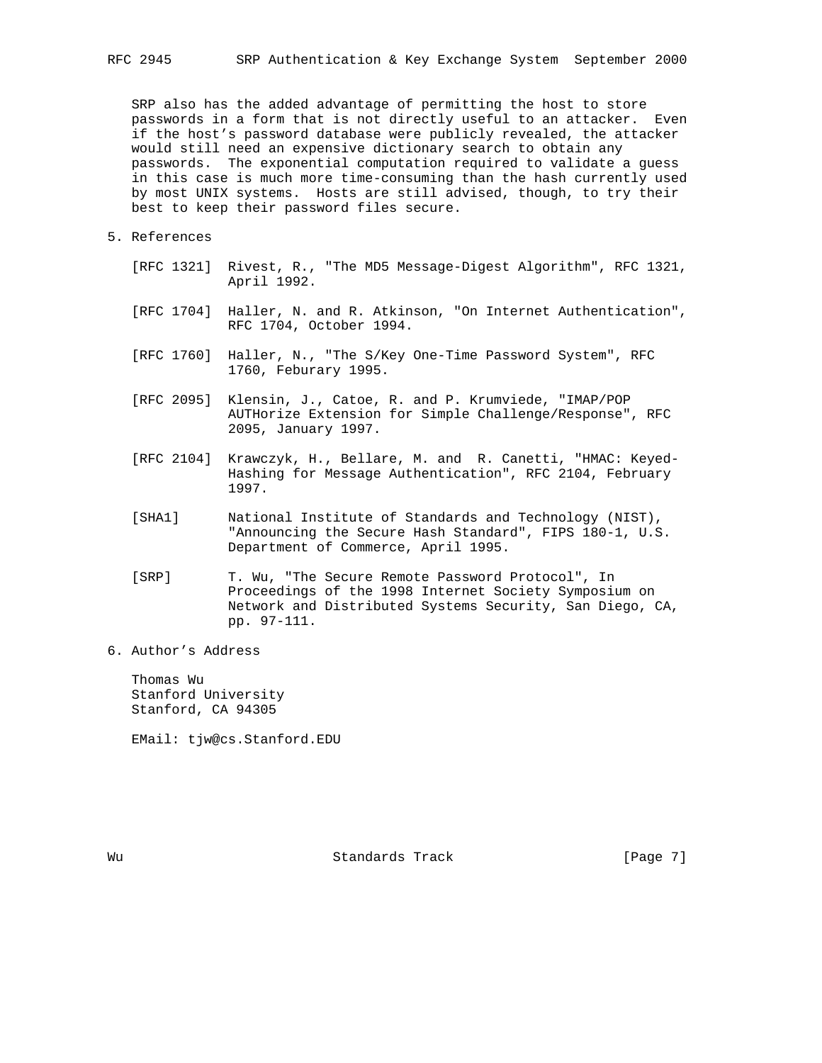SRP also has the added advantage of permitting the host to store passwords in a form that is not directly useful to an attacker. Even if the host's password database were publicly revealed, the attacker would still need an expensive dictionary search to obtain any passwords. The exponential computation required to validate a guess in this case is much more time-consuming than the hash currently used by most UNIX systems. Hosts are still advised, though, to try their best to keep their password files secure.

## 5. References

[RFC 1321] Rivest, R., "The MD5 Message-Digest Algorithm", RFC 1321, April 1992.

[RFC 1704] Haller, N. and R. Atkinson, "On Internet Authentication", RFC 1704, October 1994.

[RFC 1760] Haller, N., "The S/Key One-Time Password System", RFC 1760, Feburary 1995.

[RFC 2095] Klensin, J., Catoe, R. and P. Krumviede, "IMAP/POP AUTHorize Extension for Simple Challenge/Response", RFC 2095, January 1997.

[RFC 2104] Krawczyk, H., Bellare, M. and R. Canetti, "HMAC: Keyed-Hashing for Message Authentication", RFC 2104, February 1997.

[SHA1] National Institute of Standards and Technology (NIST), "Announcing the Secure Hash Standard", FIPS 180-1, U.S. Department of Commerce, April 1995.

[SRP] T. Wu, "The Secure Remote Password Protocol", In Proceedings of the 1998 Internet Society Symposium on Network and Distributed Systems Security, San Diego, CA, pp. 97-111.

## 6. Author's Address

Thomas Wu
Stanford University
Stanford, CA 94305

EMail: tjw@cs.Stanford.EDU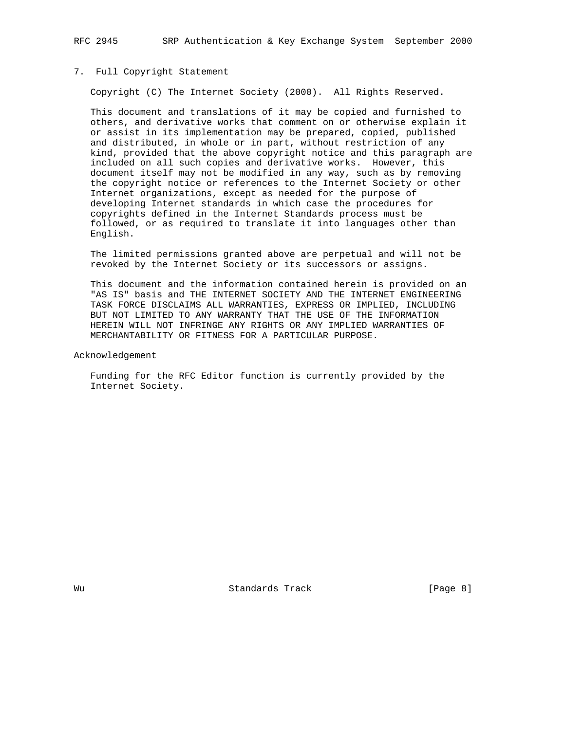## 7. Full Copyright Statement

Copyright (C) The Internet Society (2000). All Rights Reserved.

This document and translations of it may be copied and furnished to others, and derivative works that comment on or otherwise explain it or assist in its implementation may be prepared, copied, published and distributed, in whole or in part, without restriction of any kind, provided that the above copyright notice and this paragraph are included on all such copies and derivative works. However, this document itself may not be modified in any way, such as by removing the copyright notice or references to the Internet Society or other Internet organizations, except as needed for the purpose of developing Internet standards in which case the procedures for copyrights defined in the Internet Standards process must be followed, or as required to translate it into languages other than English.

The limited permissions granted above are perpetual and will not be revoked by the Internet Society or its successors or assigns.

This document and the information contained herein is provided on an "AS IS" basis and THE INTERNET SOCIETY AND THE INTERNET ENGINEERING TASK FORCE DISCLAIMS ALL WARRANTIES, EXPRESS OR IMPLIED, INCLUDING BUT NOT LIMITED TO ANY WARRANTY THAT THE USE OF THE INFORMATION HEREIN WILL NOT INFRINGE ANY RIGHTS OR ANY IMPLIED WARRANTIES OF MERCHANTABILITY OR FITNESS FOR A PARTICULAR PURPOSE.

## Acknowledgement

Funding for the RFC Editor function is currently provided by the Internet Society.